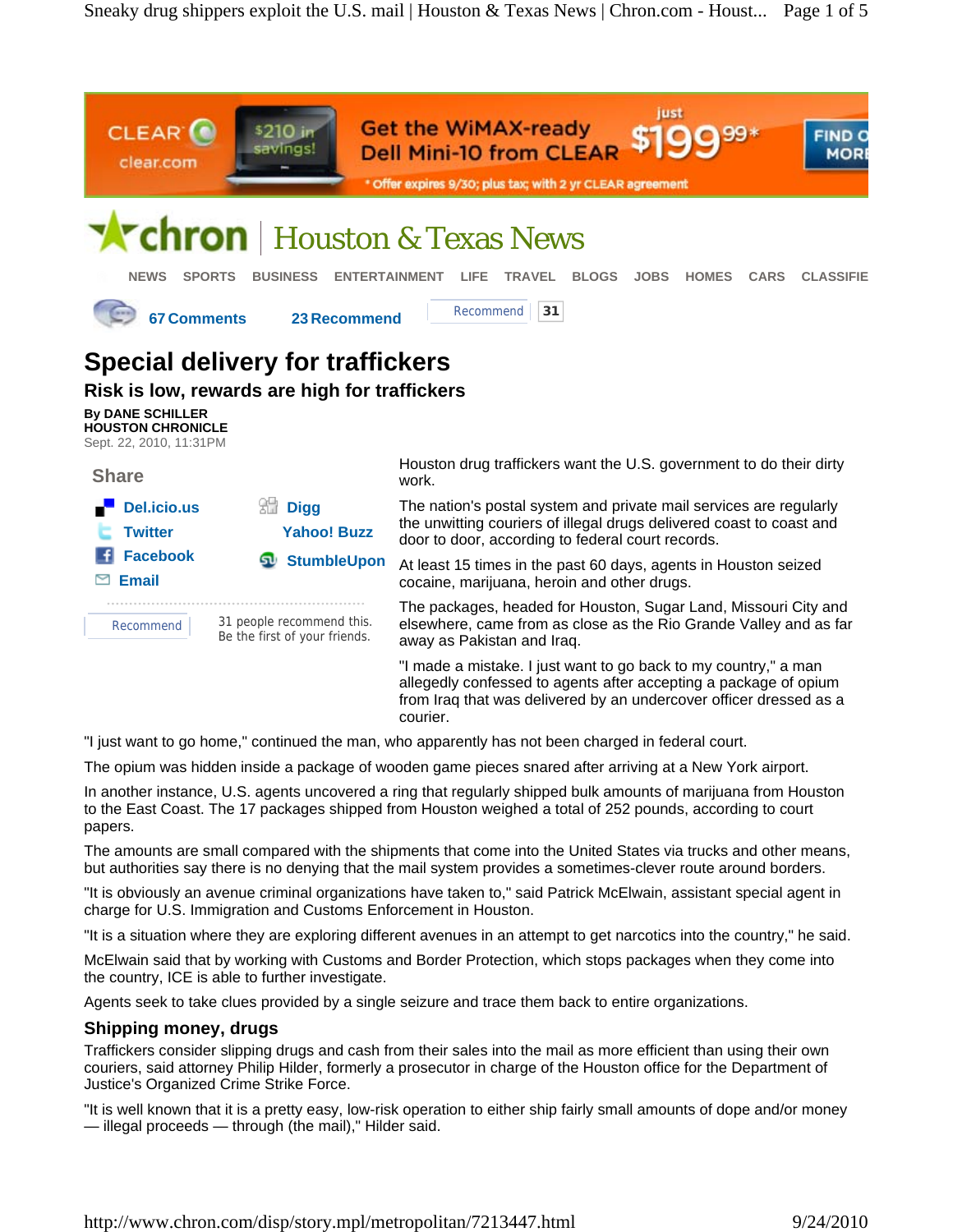# Special delivery for traffickers

## Risk is low, rewards are high for traffickers

**By DANE SCHILLER**
**HOUSTON CHRONICLE**
Sept. 22, 2010, 11:31PM

Houston drug traffickers want the U.S. government to do their dirty work.

The nation's postal system and private mail services are regularly the unwitting couriers of illegal drugs delivered coast to coast and door to door, according to federal court records.

At least 15 times in the past 60 days, agents in Houston seized cocaine, marijuana, heroin and other drugs.

The packages, headed for Houston, Sugar Land, Missouri City and elsewhere, came from as close as the Rio Grande Valley and as far away as Pakistan and Iraq.

"I made a mistake. I just want to go back to my country," a man allegedly confessed to agents after accepting a package of opium from Iraq that was delivered by an undercover officer dressed as a courier.

"I just want to go home," continued the man, who apparently has not been charged in federal court.

The opium was hidden inside a package of wooden game pieces snared after arriving at a New York airport.

In another instance, U.S. agents uncovered a ring that regularly shipped bulk amounts of marijuana from Houston to the East Coast. The 17 packages shipped from Houston weighed a total of 252 pounds, according to court papers.

The amounts are small compared with the shipments that come into the United States via trucks and other means, but authorities say there is no denying that the mail system provides a sometimes-clever route around borders.

"It is obviously an avenue criminal organizations have taken to," said Patrick McElwain, assistant special agent in charge for U.S. Immigration and Customs Enforcement in Houston.

"It is a situation where they are exploring different avenues in an attempt to get narcotics into the country," he said.

McElwain said that by working with Customs and Border Protection, which stops packages when they come into the country, ICE is able to further investigate.

Agents seek to take clues provided by a single seizure and trace them back to entire organizations.

### Shipping money, drugs

Traffickers consider slipping drugs and cash from their sales into the mail as more efficient than using their own couriers, said attorney Philip Hilder, formerly a prosecutor in charge of the Houston office for the Department of Justice's Organized Crime Strike Force.

"It is well known that it is a pretty easy, low-risk operation to either ship fairly small amounts of dope and/or money — illegal proceeds — through (the mail)," Hilder said.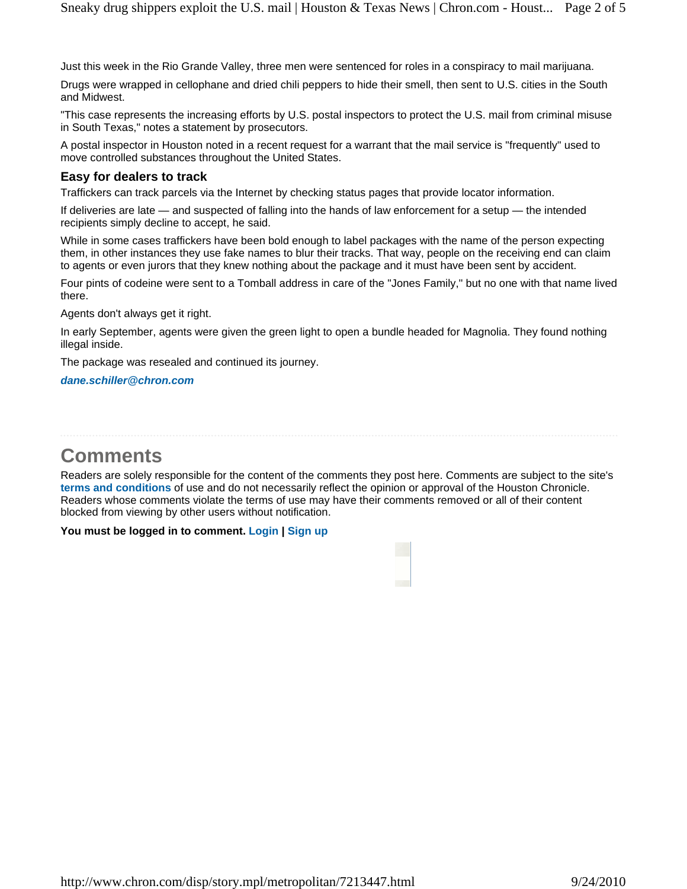Just this week in the Rio Grande Valley, three men were sentenced for roles in a conspiracy to mail marijuana.

Drugs were wrapped in cellophane and dried chili peppers to hide their smell, then sent to U.S. cities in the South and Midwest.

"This case represents the increasing efforts by U.S. postal inspectors to protect the U.S. mail from criminal misuse in South Texas," notes a statement by prosecutors.

A postal inspector in Houston noted in a recent request for a warrant that the mail service is "frequently" used to move controlled substances throughout the United States.

### Easy for dealers to track

Traffickers can track parcels via the Internet by checking status pages that provide locator information.

If deliveries are late — and suspected of falling into the hands of law enforcement for a setup — the intended recipients simply decline to accept, he said.

While in some cases traffickers have been bold enough to label packages with the name of the person expecting them, in other instances they use fake names to blur their tracks. That way, people on the receiving end can claim to agents or even jurors that they knew nothing about the package and it must have been sent by accident.

Four pints of codeine were sent to a Tomball address in care of the "Jones Family," but no one with that name lived there.

Agents don't always get it right.

In early September, agents were given the green light to open a bundle headed for Magnolia. They found nothing illegal inside.

The package was resealed and continued its journey.

***dane.schiller@chron.com***

## Comments

Readers are solely responsible for the content of the comments they post here. Comments are subject to the site's **terms and conditions** of use and do not necessarily reflect the opinion or approval of the Houston Chronicle. Readers whose comments violate the terms of use may have their comments removed or all of their content blocked from viewing by other users without notification.

**You must be logged in to comment. Login | Sign up**